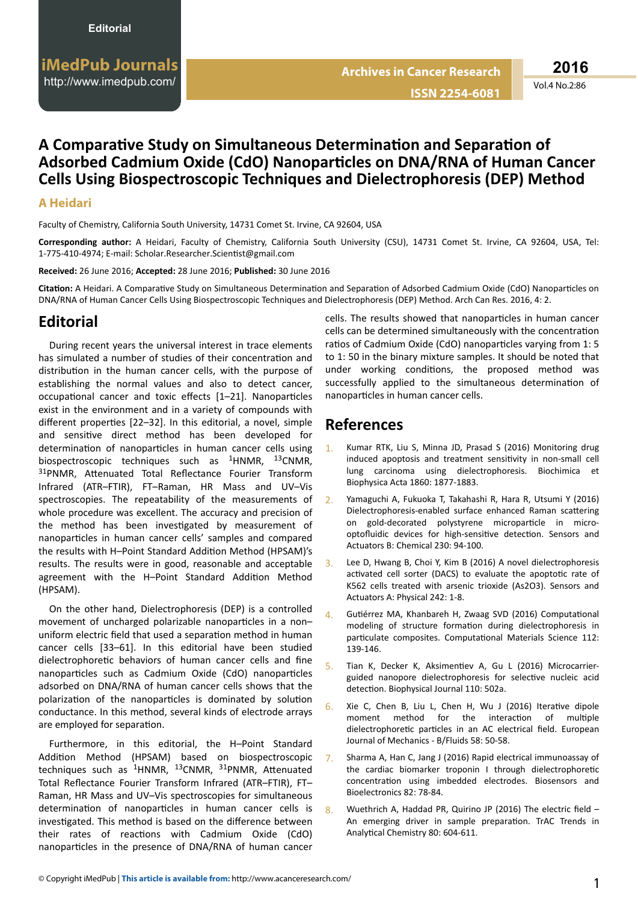Editorial

iMedPub Journals
http://www.imedpub.com/

Archives in Cancer Research
ISSN 2254-6081

# A Comparative Study on Simultaneous Determination and Separation of Adsorbed Cadmium Oxide (CdO) Nanoparticles on DNA/RNA of Human Cancer Cells Using Biospectroscopic Techniques and Dielectrophoresis (DEP) Method

**A Heidari**

Faculty of Chemistry, California South University, 14731 Comet St. Irvine, CA 92604, USA

**Corresponding author:** A Heidari, Faculty of Chemistry, California South University (CSU), 14731 Comet St. Irvine, CA 92604, USA, Tel: 1-775-410-4974; E-mail: Scholar.Researcher.Scientist@gmail.com

**Received:** 26 June 2016; **Accepted:** 28 June 2016; **Published:** 30 June 2016

**Citation:** A Heidari. A Comparative Study on Simultaneous Determination and Separation of Adsorbed Cadmium Oxide (CdO) Nanoparticles on DNA/RNA of Human Cancer Cells Using Biospectroscopic Techniques and Dielectrophoresis (DEP) Method. Arch Can Res. 2016, 4: 2.

## Editorial

During recent years the universal interest in trace elements has simulated a number of studies of their concentration and distribution in the human cancer cells, with the purpose of establishing the normal values and also to detect cancer, occupational cancer and toxic effects [1–21]. Nanoparticles exist in the environment and in a variety of compounds with different properties [22–32]. In this editorial, a novel, simple and sensitive direct method has been developed for determination of nanoparticles in human cancer cells using biospectroscopic techniques such as $^{1}$HNMR, $^{13}$CNMR, $^{31}$PNMR, Attenuated Total Reflectance Fourier Transform Infrared (ATR–FTIR), FT–Raman, HR Mass and UV–Vis spectroscopies. The repeatability of the measurements of whole procedure was excellent. The accuracy and precision of the method has been investigated by measurement of nanoparticles in human cancer cells' samples and compared the results with H–Point Standard Addition Method (HPSAM)'s results. The results were in good, reasonable and acceptable agreement with the H–Point Standard Addition Method (HPSAM).

On the other hand, Dielectrophoresis (DEP) is a controlled movement of uncharged polarizable nanoparticles in a non–uniform electric field that used a separation method in human cancer cells [33–61]. In this editorial have been studied dielectrophoretic behaviors of human cancer cells and fine nanoparticles such as Cadmium Oxide (CdO) nanoparticles adsorbed on DNA/RNA of human cancer cells shows that the polarization of the nanoparticles is dominated by solution conductance. In this method, several kinds of electrode arrays are employed for separation.

Furthermore, in this editorial, the H–Point Standard Addition Method (HPSAM) based on biospectroscopic techniques such as $^{1}$HNMR, $^{13}$CNMR, $^{31}$PNMR, Attenuated Total Reflectance Fourier Transform Infrared (ATR–FTIR), FT–Raman, HR Mass and UV–Vis spectroscopies for simultaneous determination of nanoparticles in human cancer cells is investigated. This method is based on the difference between their rates of reactions with Cadmium Oxide (CdO) nanoparticles in the presence of DNA/RNA of human cancer cells. The results showed that nanoparticles in human cancer cells can be determined simultaneously with the concentration ratios of Cadmium Oxide (CdO) nanoparticles varying from 1: 5 to 1: 50 in the binary mixture samples. It should be noted that under working conditions, the proposed method was successfully applied to the simultaneous determination of nanoparticles in human cancer cells.

## References

1. Kumar RTK, Liu S, Minna JD, Prasad S (2016) Monitoring drug induced apoptosis and treatment sensitivity in non-small cell lung carcinoma using dielectrophoresis. Biochimica et Biophysica Acta 1860: 1877-1883.
2. Yamaguchi A, Fukuoka T, Takahashi R, Hara R, Utsumi Y (2016) Dielectrophoresis-enabled surface enhanced Raman scattering on gold-decorated polystyrene microparticle in micro-optofluidic devices for high-sensitive detection. Sensors and Actuators B: Chemical 230: 94-100.
3. Lee D, Hwang B, Choi Y, Kim B (2016) A novel dielectrophoresis activated cell sorter (DACS) to evaluate the apoptotic rate of K562 cells treated with arsenic trioxide (As2O3). Sensors and Actuators A: Physical 242: 1-8.
4. Gutiérrez MA, Khanbareh H, Zwaag SVD (2016) Computational modeling of structure formation during dielectrophoresis in particulate composites. Computational Materials Science 112: 139-146.
5. Tian K, Decker K, Aksimentiev A, Gu L (2016) Microcarrier-guided nanopore dielectrophoresis for selective nucleic acid detection. Biophysical Journal 110: 502a.
6. Xie C, Chen B, Liu L, Chen H, Wu J (2016) Iterative dipole moment method for the interaction of multiple dielectrophoretic particles in an AC electrical field. European Journal of Mechanics - B/Fluids 58: 50-58.
7. Sharma A, Han C, Jang J (2016) Rapid electrical immunoassay of the cardiac biomarker troponin I through dielectrophoretic concentration using imbedded electrodes. Biosensors and Bioelectronics 82: 78-84.
8. Wuethrich A, Haddad PR, Quirino JP (2016) The electric field – An emerging driver in sample preparation. TrAC Trends in Analytical Chemistry 80: 604-611.

© Copyright iMedPub | **This article is available from:** http://www.acanceresearch.com/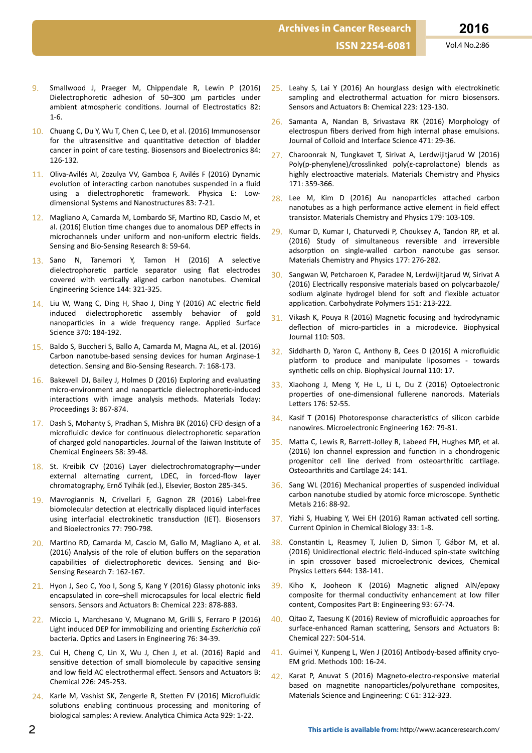9. Smallwood J, Praeger M, Chippendale R, Lewin P (2016) Dielectrophoretic adhesion of 50–300 µm particles under ambient atmospheric conditions. Journal of Electrostatics 82: 1-6.
10. Chuang C, Du Y, Wu T, Chen C, Lee D, et al. (2016) Immunosensor for the ultrasensitive and quantitative detection of bladder cancer in point of care testing. Biosensors and Bioelectronics 84: 126-132.
11. Oliva-Avilés AI, Zozulya VV, Gamboa F, Avilés F (2016) Dynamic evolution of interacting carbon nanotubes suspended in a fluid using a dielectrophoretic framework. Physica E: Low-dimensional Systems and Nanostructures 83: 7-21.
12. Magliano A, Camarda M, Lombardo SF, Martino RD, Cascio M, et al. (2016) Elution time changes due to anomalous DEP effects in microchannels under uniform and non-uniform electric fields. Sensing and Bio-Sensing Research 8: 59-64.
13. Sano N, Tanemori Y, Tamon H (2016) A selective dielectrophoretic particle separator using flat electrodes covered with vertically aligned carbon nanotubes. Chemical Engineering Science 144: 321-325.
14. Liu W, Wang C, Ding H, Shao J, Ding Y (2016) AC electric field induced dielectrophoretic assembly behavior of gold nanoparticles in a wide frequency range. Applied Surface Science 370: 184-192.
15. Baldo S, Buccheri S, Ballo A, Camarda M, Magna AL, et al. (2016) Carbon nanotube-based sensing devices for human Arginase-1 detection. Sensing and Bio-Sensing Research. 7: 168-173.
16. Bakewell DJ, Bailey J, Holmes D (2016) Exploring and evaluating micro-environment and nanoparticle dielectrophoretic-induced interactions with image analysis methods. Materials Today: Proceedings 3: 867-874.
17. Dash S, Mohanty S, Pradhan S, Mishra BK (2016) CFD design of a microfluidic device for continuous dielectrophoretic separation of charged gold nanoparticles. Journal of the Taiwan Institute of Chemical Engineers 58: 39-48.
18. St. Kreibik CV (2016) Layer dielectrochromatography—under external alternating current, LDEC, in forced-flow layer chromatography, Ernő Tyihák (ed.), Elsevier, Boston 285-345.
19. Mavrogiannis N, Crivellari F, Gagnon ZR (2016) Label-free biomolecular detection at electrically displaced liquid interfaces using interfacial electrokinetic transduction (IET). Biosensors and Bioelectronics 77: 790-798.
20. Martino RD, Camarda M, Cascio M, Gallo M, Magliano A, et al. (2016) Analysis of the role of elution buffers on the separation capabilities of dielectrophoretic devices. Sensing and Bio-Sensing Research 7: 162-167.
21. Hyon J, Seo C, Yoo I, Song S, Kang Y (2016) Glassy photonic inks encapsulated in core–shell microcapsules for local electric field sensors. Sensors and Actuators B: Chemical 223: 878-883.
22. Miccio L, Marchesano V, Mugnano M, Grilli S, Ferraro P (2016) Light induced DEP for immobilizing and orienting *Escherichia coli* bacteria. Optics and Lasers in Engineering 76: 34-39.
23. Cui H, Cheng C, Lin X, Wu J, Chen J, et al. (2016) Rapid and sensitive detection of small biomolecule by capacitive sensing and low field AC electrothermal effect. Sensors and Actuators B: Chemical 226: 245-253.
24. Karle M, Vashist SK, Zengerle R, Stetten FV (2016) Microfluidic solutions enabling continuous processing and monitoring of biological samples: A review. Analytica Chimica Acta 929: 1-22.
25. Leahy S, Lai Y (2016) An hourglass design with electrokinetic sampling and electrothermal actuation for micro biosensors. Sensors and Actuators B: Chemical 223: 123-130.
26. Samanta A, Nandan B, Srivastava RK (2016) Morphology of electrospun fibers derived from high internal phase emulsions. Journal of Colloid and Interface Science 471: 29-36.
27. Charoonrak N, Tungkavet T, Sirivat A, Lerdwijitjarud W (2016) Poly(p-phenylene)/crosslinked poly(ε-caprolactone) blends as highly electroactive materials. Materials Chemistry and Physics 171: 359-366.
28. Lee M, Kim D (2016) Au nanoparticles attached carbon nanotubes as a high performance active element in field effect transistor. Materials Chemistry and Physics 179: 103-109.
29. Kumar D, Kumar I, Chaturvedi P, Chouksey A, Tandon RP, et al. (2016) Study of simultaneous reversible and irreversible adsorption on single-walled carbon nanotube gas sensor. Materials Chemistry and Physics 177: 276-282.
30. Sangwan W, Petcharoen K, Paradee N, Lerdwijitjarud W, Sirivat A (2016) Electrically responsive materials based on polycarbazole/sodium alginate hydrogel blend for soft and flexible actuator application. Carbohydrate Polymers 151: 213-222.
31. Vikash K, Pouya R (2016) Magnetic focusing and hydrodynamic deflection of micro-particles in a microdevice. Biophysical Journal 110: 503.
32. Siddharth D, Yaron C, Anthony B, Cees D (2016) A microfluidic platform to produce and manipulate liposomes - towards synthetic cells on chip. Biophysical Journal 110: 17.
33. Xiaohong J, Meng Y, He L, Li L, Du Z (2016) Optoelectronic properties of one-dimensional fullerene nanorods. Materials Letters 176: 52-55.
34. Kasif T (2016) Photoresponse characteristics of silicon carbide nanowires. Microelectronic Engineering 162: 79-81.
35. Matta C, Lewis R, Barrett-Jolley R, Labeed FH, Hughes MP, et al. (2016) Ion channel expression and function in a chondrogenic progenitor cell line derived from osteoarthritic cartilage. Osteoarthritis and Cartilage 24: 141.
36. Sang WL (2016) Mechanical properties of suspended individual carbon nanotube studied by atomic force microscope. Synthetic Metals 216: 88-92.
37. Yizhi S, Huabing Y, Wei EH (2016) Raman activated cell sorting. Current Opinion in Chemical Biology 33: 1-8.
38. Constantin L, Reasmey T, Julien D, Simon T, Gábor M, et al. (2016) Unidirectional electric field-induced spin-state switching in spin crossover based microelectronic devices, Chemical Physics Letters 644: 138-141.
39. Kiho K, Jooheon K (2016) Magnetic aligned AlN/epoxy composite for thermal conductivity enhancement at low filler content, Composites Part B: Engineering 93: 67-74.
40. Qitao Z, Taesung K (2016) Review of microfluidic approaches for surface-enhanced Raman scattering, Sensors and Actuators B: Chemical 227: 504-514.
41. Guimei Y, Kunpeng L, Wen J (2016) Antibody-based affinity cryo-EM grid. Methods 100: 16-24.
42. Karat P, Anuvat S (2016) Magneto-electro-responsive material based on magnetite nanoparticles/polyurethane composites, Materials Science and Engineering: C 61: 312-323.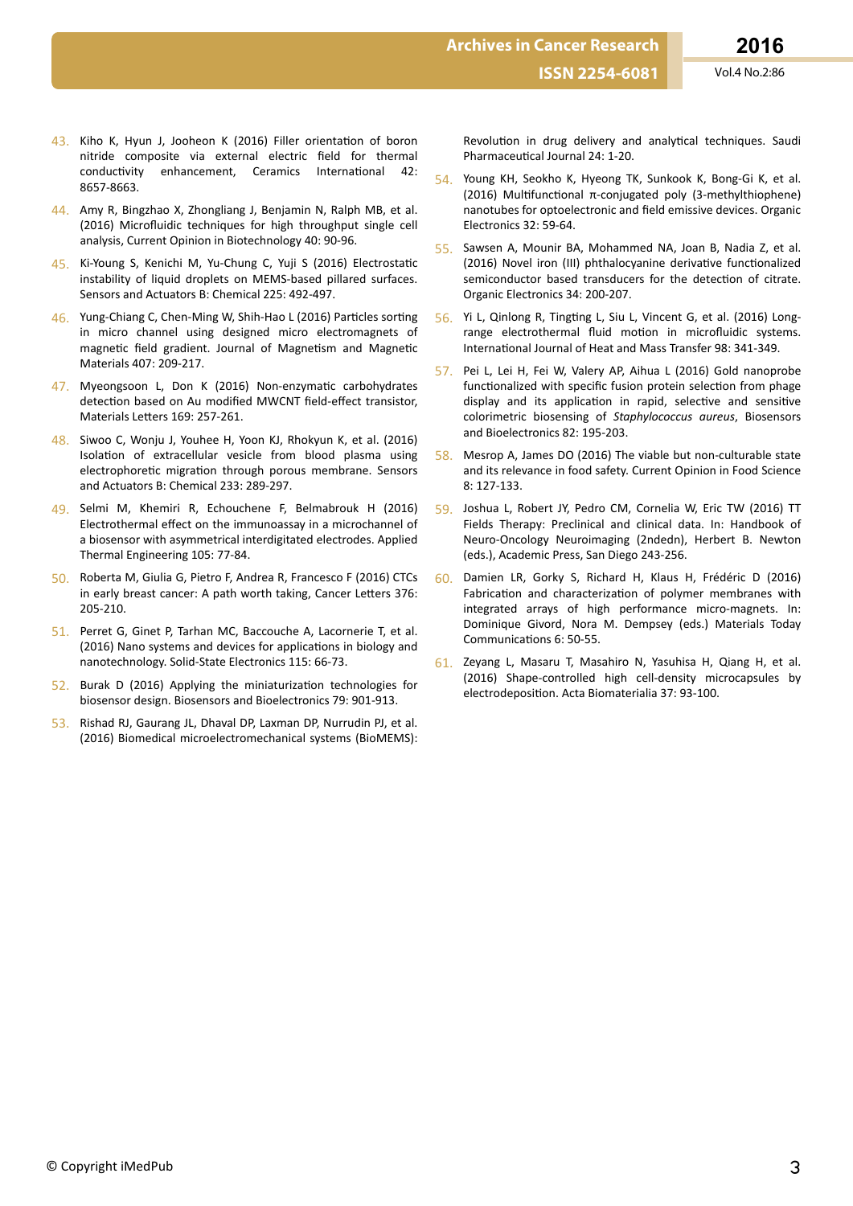43. Kiho K, Hyun J, Jooheon K (2016) Filler orientation of boron nitride composite via external electric field for thermal conductivity enhancement, Ceramics International 42: 8657-8663.
44. Amy R, Bingzhao X, Zhongliang J, Benjamin N, Ralph MB, et al. (2016) Microfluidic techniques for high throughput single cell analysis, Current Opinion in Biotechnology 40: 90-96.
45. Ki-Young S, Kenichi M, Yu-Chung C, Yuji S (2016) Electrostatic instability of liquid droplets on MEMS-based pillared surfaces. Sensors and Actuators B: Chemical 225: 492-497.
46. Yung-Chiang C, Chen-Ming W, Shih-Hao L (2016) Particles sorting in micro channel using designed micro electromagnets of magnetic field gradient. Journal of Magnetism and Magnetic Materials 407: 209-217.
47. Myeongsoon L, Don K (2016) Non-enzymatic carbohydrates detection based on Au modified MWCNT field-effect transistor, Materials Letters 169: 257-261.
48. Siwoo C, Wonju J, Youhee H, Yoon KJ, Rhokyun K, et al. (2016) Isolation of extracellular vesicle from blood plasma using electrophoretic migration through porous membrane. Sensors and Actuators B: Chemical 233: 289-297.
49. Selmi M, Khemiri R, Echouchene F, Belmabrouk H (2016) Electrothermal effect on the immunoassay in a microchannel of a biosensor with asymmetrical interdigitated electrodes. Applied Thermal Engineering 105: 77-84.
50. Roberta M, Giulia G, Pietro F, Andrea R, Francesco F (2016) CTCs in early breast cancer: A path worth taking, Cancer Letters 376: 205-210.
51. Perret G, Ginet P, Tarhan MC, Baccouche A, Lacornerie T, et al. (2016) Nano systems and devices for applications in biology and nanotechnology. Solid-State Electronics 115: 66-73.
52. Burak D (2016) Applying the miniaturization technologies for biosensor design. Biosensors and Bioelectronics 79: 901-913.
53. Rishad RJ, Gaurang JL, Dhaval DP, Laxman DP, Nurrudin PJ, et al. (2016) Biomedical microelectromechanical systems (BioMEMS): Revolution in drug delivery and analytical techniques. Saudi Pharmaceutical Journal 24: 1-20.
54. Young KH, Seokho K, Hyeong TK, Sunkook K, Bong-Gi K, et al. (2016) Multifunctional π-conjugated poly (3-methylthiophene) nanotubes for optoelectronic and field emissive devices. Organic Electronics 32: 59-64.
55. Sawsen A, Mounir BA, Mohammed NA, Joan B, Nadia Z, et al. (2016) Novel iron (III) phthalocyanine derivative functionalized semiconductor based transducers for the detection of citrate. Organic Electronics 34: 200-207.
56. Yi L, Qinlong R, Tingting L, Siu L, Vincent G, et al. (2016) Long-range electrothermal fluid motion in microfluidic systems. International Journal of Heat and Mass Transfer 98: 341-349.
57. Pei L, Lei H, Fei W, Valery AP, Aihua L (2016) Gold nanoprobe functionalized with specific fusion protein selection from phage display and its application in rapid, selective and sensitive colorimetric biosensing of *Staphylococcus aureus*, Biosensors and Bioelectronics 82: 195-203.
58. Mesrop A, James DO (2016) The viable but non-culturable state and its relevance in food safety. Current Opinion in Food Science 8: 127-133.
59. Joshua L, Robert JY, Pedro CM, Cornelia W, Eric TW (2016) TT Fields Therapy: Preclinical and clinical data. In: Handbook of Neuro-Oncology Neuroimaging (2ndedn), Herbert B. Newton (eds.), Academic Press, San Diego 243-256.
60. Damien LR, Gorky S, Richard H, Klaus H, Frédéric D (2016) Fabrication and characterization of polymer membranes with integrated arrays of high performance micro-magnets. In: Dominique Givord, Nora M. Dempsey (eds.) Materials Today Communications 6: 50-55.
61. Zeyang L, Masaru T, Masahiro N, Yasuhisa H, Qiang H, et al. (2016) Shape-controlled high cell-density microcapsules by electrodeposition. Acta Biomaterialia 37: 93-100.